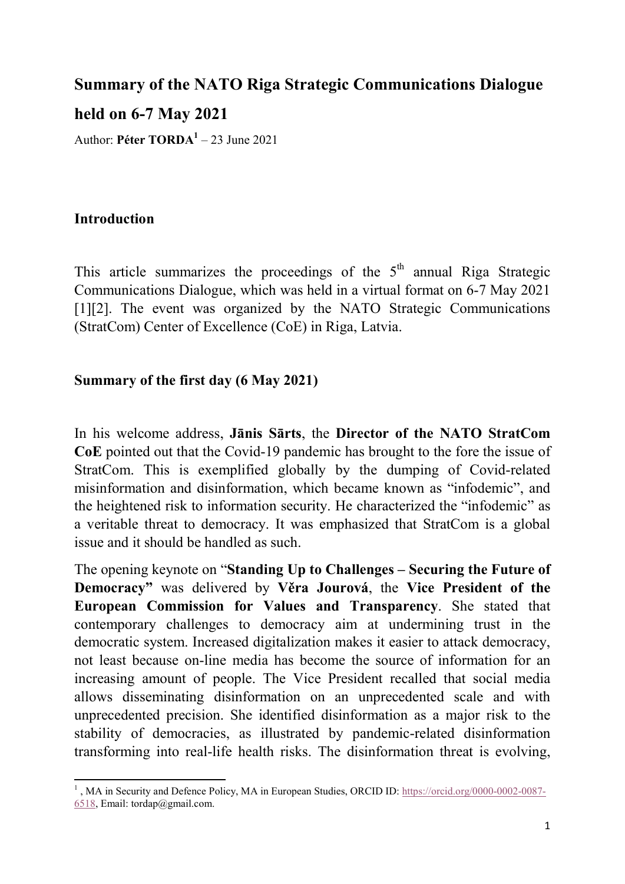# Summary of the NATO Riga Strategic Communications Dialogue held on 6-7 May 2021

Author: **Péter TORDA**[1] – 23 June 2021

## Introduction

This article summarizes the proceedings of the 5th annual Riga Strategic Communications Dialogue, which was held in a virtual format on 6-7 May 2021 [1][2]. The event was organized by the NATO Strategic Communications (StratCom) Center of Excellence (CoE) in Riga, Latvia.

## Summary of the first day (6 May 2021)

In his welcome address, **Jānis Sārts**, the **Director of the NATO StratCom CoE** pointed out that the Covid-19 pandemic has brought to the fore the issue of StratCom. This is exemplified globally by the dumping of Covid-related misinformation and disinformation, which became known as "infodemic", and the heightened risk to information security. He characterized the "infodemic" as a veritable threat to democracy. It was emphasized that StratCom is a global issue and it should be handled as such.

The opening keynote on "**Standing Up to Challenges – Securing the Future of Democracy"** was delivered by **Věra Jourová**, the **Vice President of the European Commission for Values and Transparency**. She stated that contemporary challenges to democracy aim at undermining trust in the democratic system. Increased digitalization makes it easier to attack democracy, not least because on-line media has become the source of information for an increasing amount of people. The Vice President recalled that social media allows disseminating disinformation on an unprecedented scale and with unprecedented precision. She identified disinformation as a major risk to the stability of democracies, as illustrated by pandemic-related disinformation transforming into real-life health risks. The disinformation threat is evolving,

---

[1] , MA in Security and Defence Policy, MA in European Studies, ORCID ID: https://orcid.org/0000-0002-0087-6518, Email: tordap@gmail.com.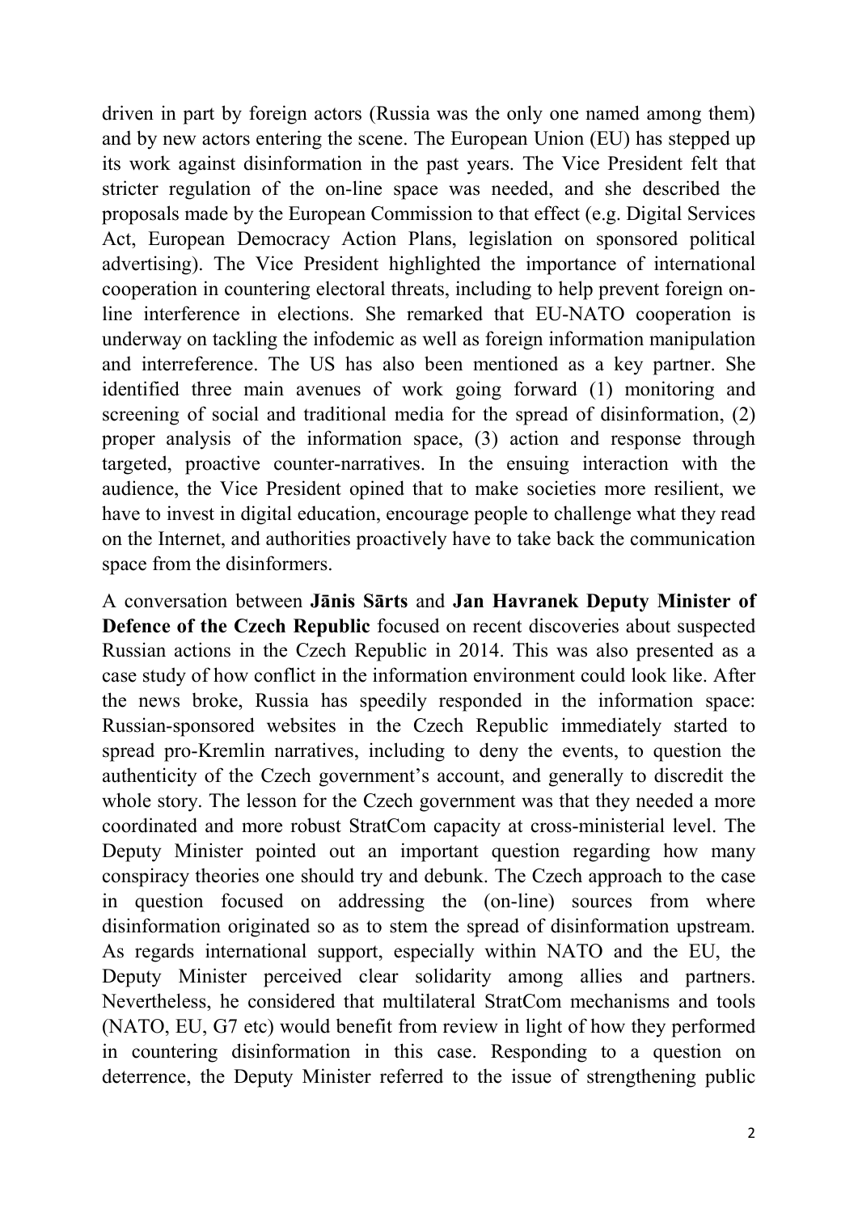driven in part by foreign actors (Russia was the only one named among them) and by new actors entering the scene. The European Union (EU) has stepped up its work against disinformation in the past years. The Vice President felt that stricter regulation of the on-line space was needed, and she described the proposals made by the European Commission to that effect (e.g. Digital Services Act, European Democracy Action Plans, legislation on sponsored political advertising). The Vice President highlighted the importance of international cooperation in countering electoral threats, including to help prevent foreign on-line interference in elections. She remarked that EU-NATO cooperation is underway on tackling the infodemic as well as foreign information manipulation and interreference. The US has also been mentioned as a key partner. She identified three main avenues of work going forward (1) monitoring and screening of social and traditional media for the spread of disinformation, (2) proper analysis of the information space, (3) action and response through targeted, proactive counter-narratives. In the ensuing interaction with the audience, the Vice President opined that to make societies more resilient, we have to invest in digital education, encourage people to challenge what they read on the Internet, and authorities proactively have to take back the communication space from the disinformers.

A conversation between **Jānis Sārts** and **Jan Havranek Deputy Minister of Defence of the Czech Republic** focused on recent discoveries about suspected Russian actions in the Czech Republic in 2014. This was also presented as a case study of how conflict in the information environment could look like. After the news broke, Russia has speedily responded in the information space: Russian-sponsored websites in the Czech Republic immediately started to spread pro-Kremlin narratives, including to deny the events, to question the authenticity of the Czech government's account, and generally to discredit the whole story. The lesson for the Czech government was that they needed a more coordinated and more robust StratCom capacity at cross-ministerial level. The Deputy Minister pointed out an important question regarding how many conspiracy theories one should try and debunk. The Czech approach to the case in question focused on addressing the (on-line) sources from where disinformation originated so as to stem the spread of disinformation upstream. As regards international support, especially within NATO and the EU, the Deputy Minister perceived clear solidarity among allies and partners. Nevertheless, he considered that multilateral StratCom mechanisms and tools (NATO, EU, G7 etc) would benefit from review in light of how they performed in countering disinformation in this case. Responding to a question on deterrence, the Deputy Minister referred to the issue of strengthening public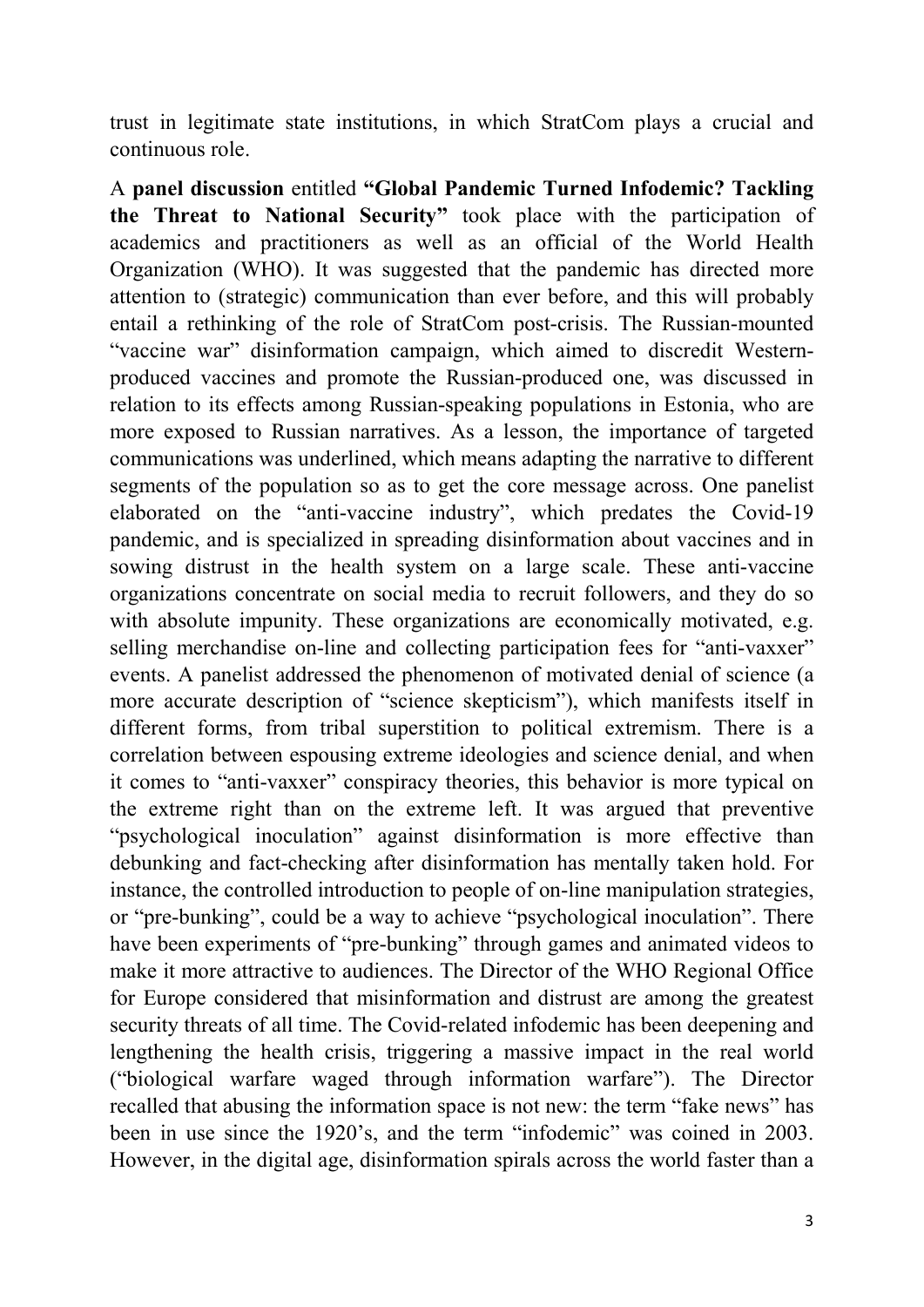trust in legitimate state institutions, in which StratCom plays a crucial and continuous role.

A **panel discussion** entitled **"Global Pandemic Turned Infodemic? Tackling the Threat to National Security"** took place with the participation of academics and practitioners as well as an official of the World Health Organization (WHO). It was suggested that the pandemic has directed more attention to (strategic) communication than ever before, and this will probably entail a rethinking of the role of StratCom post-crisis. The Russian-mounted "vaccine war" disinformation campaign, which aimed to discredit Western-produced vaccines and promote the Russian-produced one, was discussed in relation to its effects among Russian-speaking populations in Estonia, who are more exposed to Russian narratives. As a lesson, the importance of targeted communications was underlined, which means adapting the narrative to different segments of the population so as to get the core message across. One panelist elaborated on the "anti-vaccine industry", which predates the Covid-19 pandemic, and is specialized in spreading disinformation about vaccines and in sowing distrust in the health system on a large scale. These anti-vaccine organizations concentrate on social media to recruit followers, and they do so with absolute impunity. These organizations are economically motivated, e.g. selling merchandise on-line and collecting participation fees for "anti-vaxxer" events. A panelist addressed the phenomenon of motivated denial of science (a more accurate description of "science skepticism"), which manifests itself in different forms, from tribal superstition to political extremism. There is a correlation between espousing extreme ideologies and science denial, and when it comes to "anti-vaxxer" conspiracy theories, this behavior is more typical on the extreme right than on the extreme left. It was argued that preventive "psychological inoculation" against disinformation is more effective than debunking and fact-checking after disinformation has mentally taken hold. For instance, the controlled introduction to people of on-line manipulation strategies, or "pre-bunking", could be a way to achieve "psychological inoculation". There have been experiments of "pre-bunking" through games and animated videos to make it more attractive to audiences. The Director of the WHO Regional Office for Europe considered that misinformation and distrust are among the greatest security threats of all time. The Covid-related infodemic has been deepening and lengthening the health crisis, triggering a massive impact in the real world ("biological warfare waged through information warfare"). The Director recalled that abusing the information space is not new: the term "fake news" has been in use since the 1920's, and the term "infodemic" was coined in 2003. However, in the digital age, disinformation spirals across the world faster than a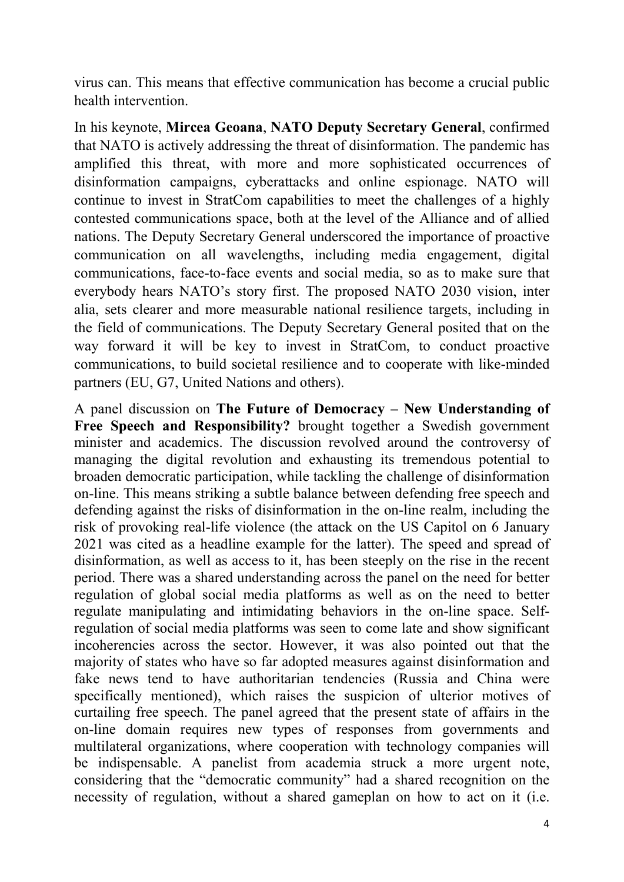virus can. This means that effective communication has become a crucial public health intervention.

In his keynote, **Mircea Geoana**, **NATO Deputy Secretary General**, confirmed that NATO is actively addressing the threat of disinformation. The pandemic has amplified this threat, with more and more sophisticated occurrences of disinformation campaigns, cyberattacks and online espionage. NATO will continue to invest in StratCom capabilities to meet the challenges of a highly contested communications space, both at the level of the Alliance and of allied nations. The Deputy Secretary General underscored the importance of proactive communication on all wavelengths, including media engagement, digital communications, face-to-face events and social media, so as to make sure that everybody hears NATO's story first. The proposed NATO 2030 vision, inter alia, sets clearer and more measurable national resilience targets, including in the field of communications. The Deputy Secretary General posited that on the way forward it will be key to invest in StratCom, to conduct proactive communications, to build societal resilience and to cooperate with like-minded partners (EU, G7, United Nations and others).

A panel discussion on **The Future of Democracy – New Understanding of Free Speech and Responsibility?** brought together a Swedish government minister and academics. The discussion revolved around the controversy of managing the digital revolution and exhausting its tremendous potential to broaden democratic participation, while tackling the challenge of disinformation on-line. This means striking a subtle balance between defending free speech and defending against the risks of disinformation in the on-line realm, including the risk of provoking real-life violence (the attack on the US Capitol on 6 January 2021 was cited as a headline example for the latter). The speed and spread of disinformation, as well as access to it, has been steeply on the rise in the recent period. There was a shared understanding across the panel on the need for better regulation of global social media platforms as well as on the need to better regulate manipulating and intimidating behaviors in the on-line space. Self-regulation of social media platforms was seen to come late and show significant incoherencies across the sector. However, it was also pointed out that the majority of states who have so far adopted measures against disinformation and fake news tend to have authoritarian tendencies (Russia and China were specifically mentioned), which raises the suspicion of ulterior motives of curtailing free speech. The panel agreed that the present state of affairs in the on-line domain requires new types of responses from governments and multilateral organizations, where cooperation with technology companies will be indispensable. A panelist from academia struck a more urgent note, considering that the "democratic community" had a shared recognition on the necessity of regulation, without a shared gameplan on how to act on it (i.e.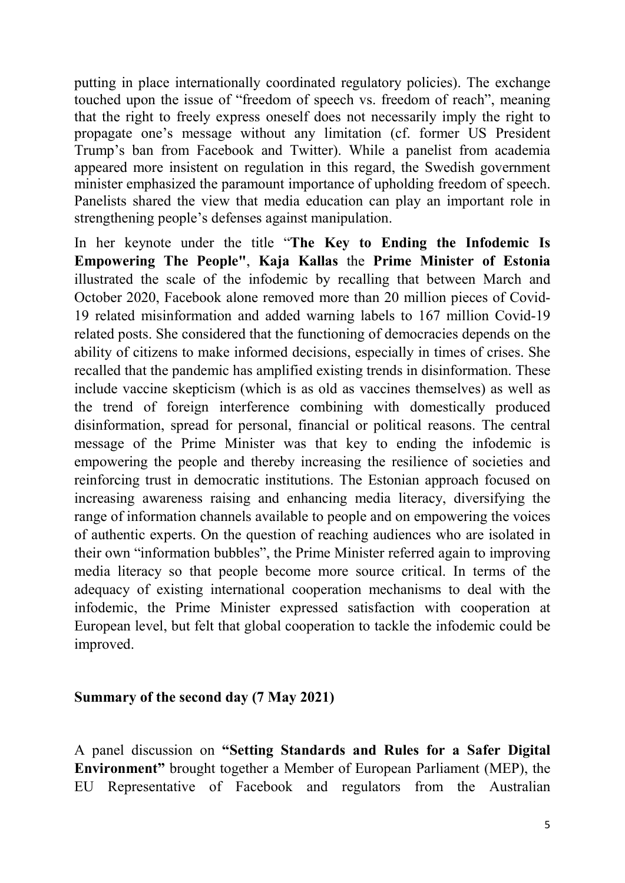putting in place internationally coordinated regulatory policies). The exchange touched upon the issue of "freedom of speech vs. freedom of reach", meaning that the right to freely express oneself does not necessarily imply the right to propagate one's message without any limitation (cf. former US President Trump's ban from Facebook and Twitter). While a panelist from academia appeared more insistent on regulation in this regard, the Swedish government minister emphasized the paramount importance of upholding freedom of speech. Panelists shared the view that media education can play an important role in strengthening people's defenses against manipulation.

In her keynote under the title "**The Key to Ending the Infodemic Is Empowering The People"**, **Kaja Kallas** the **Prime Minister of Estonia** illustrated the scale of the infodemic by recalling that between March and October 2020, Facebook alone removed more than 20 million pieces of Covid-19 related misinformation and added warning labels to 167 million Covid-19 related posts. She considered that the functioning of democracies depends on the ability of citizens to make informed decisions, especially in times of crises. She recalled that the pandemic has amplified existing trends in disinformation. These include vaccine skepticism (which is as old as vaccines themselves) as well as the trend of foreign interference combining with domestically produced disinformation, spread for personal, financial or political reasons. The central message of the Prime Minister was that key to ending the infodemic is empowering the people and thereby increasing the resilience of societies and reinforcing trust in democratic institutions. The Estonian approach focused on increasing awareness raising and enhancing media literacy, diversifying the range of information channels available to people and on empowering the voices of authentic experts. On the question of reaching audiences who are isolated in their own "information bubbles", the Prime Minister referred again to improving media literacy so that people become more source critical. In terms of the adequacy of existing international cooperation mechanisms to deal with the infodemic, the Prime Minister expressed satisfaction with cooperation at European level, but felt that global cooperation to tackle the infodemic could be improved.

## Summary of the second day (7 May 2021)

A panel discussion on **"Setting Standards and Rules for a Safer Digital Environment"** brought together a Member of European Parliament (MEP), the EU Representative of Facebook and regulators from the Australian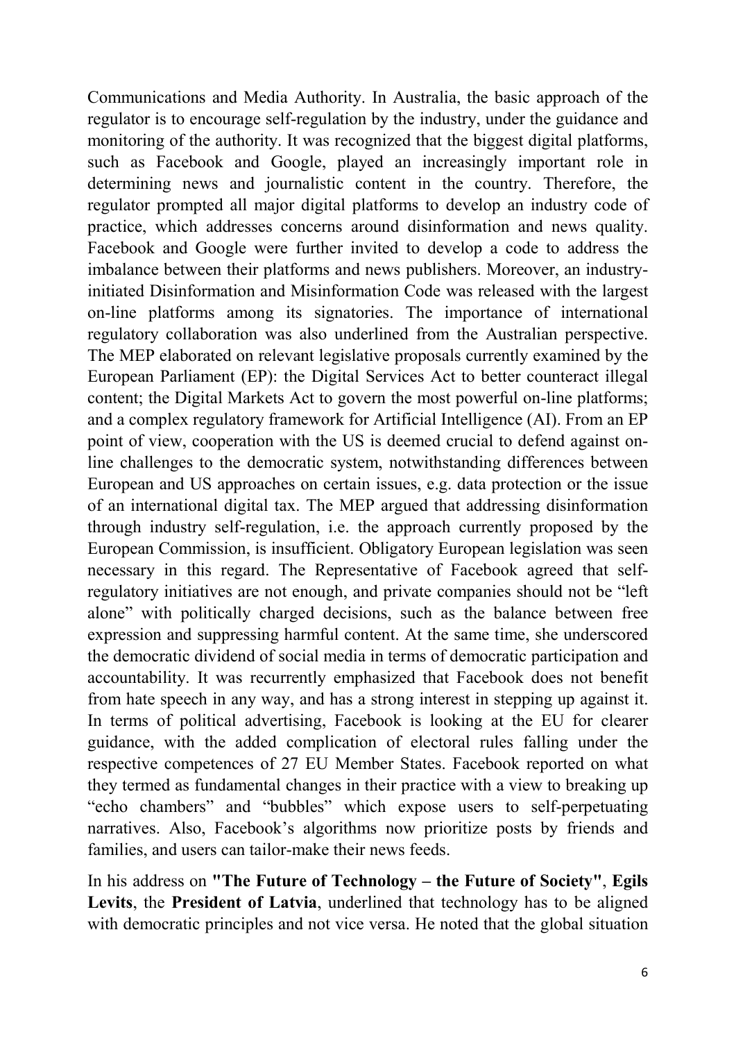Communications and Media Authority. In Australia, the basic approach of the regulator is to encourage self-regulation by the industry, under the guidance and monitoring of the authority. It was recognized that the biggest digital platforms, such as Facebook and Google, played an increasingly important role in determining news and journalistic content in the country. Therefore, the regulator prompted all major digital platforms to develop an industry code of practice, which addresses concerns around disinformation and news quality. Facebook and Google were further invited to develop a code to address the imbalance between their platforms and news publishers. Moreover, an industry-initiated Disinformation and Misinformation Code was released with the largest on-line platforms among its signatories. The importance of international regulatory collaboration was also underlined from the Australian perspective. The MEP elaborated on relevant legislative proposals currently examined by the European Parliament (EP): the Digital Services Act to better counteract illegal content; the Digital Markets Act to govern the most powerful on-line platforms; and a complex regulatory framework for Artificial Intelligence (AI). From an EP point of view, cooperation with the US is deemed crucial to defend against on-line challenges to the democratic system, notwithstanding differences between European and US approaches on certain issues, e.g. data protection or the issue of an international digital tax. The MEP argued that addressing disinformation through industry self-regulation, i.e. the approach currently proposed by the European Commission, is insufficient. Obligatory European legislation was seen necessary in this regard. The Representative of Facebook agreed that self-regulatory initiatives are not enough, and private companies should not be "left alone" with politically charged decisions, such as the balance between free expression and suppressing harmful content. At the same time, she underscored the democratic dividend of social media in terms of democratic participation and accountability. It was recurrently emphasized that Facebook does not benefit from hate speech in any way, and has a strong interest in stepping up against it. In terms of political advertising, Facebook is looking at the EU for clearer guidance, with the added complication of electoral rules falling under the respective competences of 27 EU Member States. Facebook reported on what they termed as fundamental changes in their practice with a view to breaking up "echo chambers" and "bubbles" which expose users to self-perpetuating narratives. Also, Facebook's algorithms now prioritize posts by friends and families, and users can tailor-make their news feeds.

In his address on **"The Future of Technology – the Future of Society"**, **Egils Levits**, the **President of Latvia**, underlined that technology has to be aligned with democratic principles and not vice versa. He noted that the global situation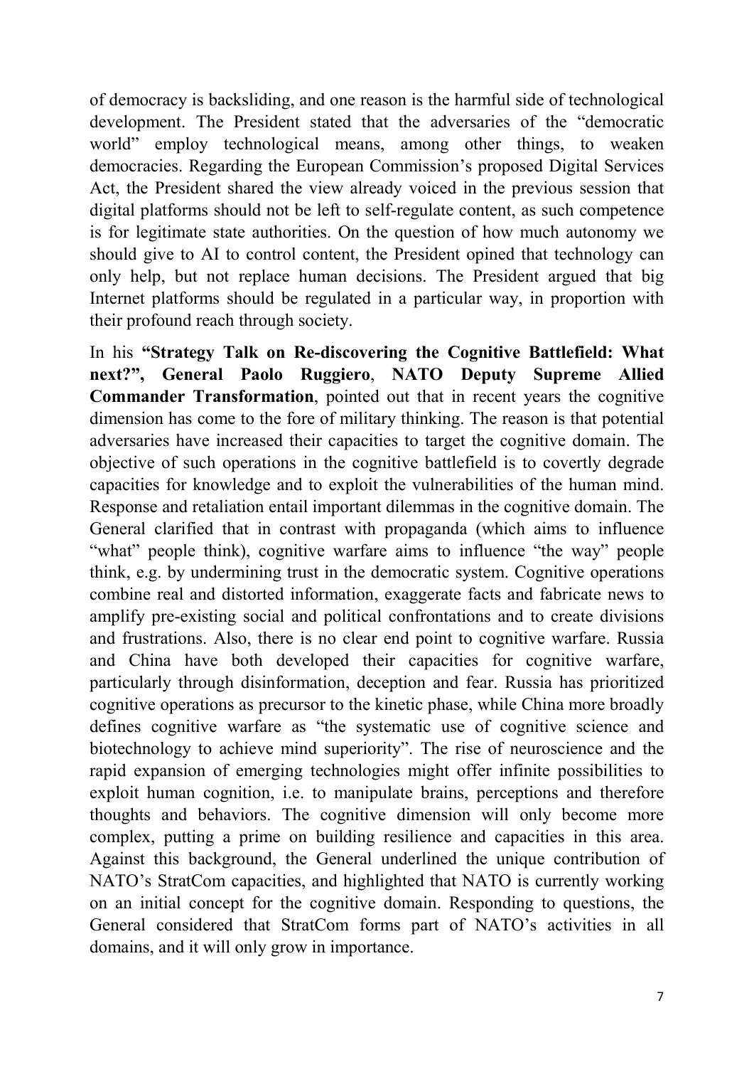of democracy is backsliding, and one reason is the harmful side of technological development. The President stated that the adversaries of the "democratic world" employ technological means, among other things, to weaken democracies. Regarding the European Commission's proposed Digital Services Act, the President shared the view already voiced in the previous session that digital platforms should not be left to self-regulate content, as such competence is for legitimate state authorities. On the question of how much autonomy we should give to AI to control content, the President opined that technology can only help, but not replace human decisions. The President argued that big Internet platforms should be regulated in a particular way, in proportion with their profound reach through society.

In his **"Strategy Talk on Re-discovering the Cognitive Battlefield: What next?", General Paolo Ruggiero**, **NATO Deputy Supreme Allied Commander Transformation**, pointed out that in recent years the cognitive dimension has come to the fore of military thinking. The reason is that potential adversaries have increased their capacities to target the cognitive domain. The objective of such operations in the cognitive battlefield is to covertly degrade capacities for knowledge and to exploit the vulnerabilities of the human mind. Response and retaliation entail important dilemmas in the cognitive domain. The General clarified that in contrast with propaganda (which aims to influence "what" people think), cognitive warfare aims to influence "the way" people think, e.g. by undermining trust in the democratic system. Cognitive operations combine real and distorted information, exaggerate facts and fabricate news to amplify pre-existing social and political confrontations and to create divisions and frustrations. Also, there is no clear end point to cognitive warfare. Russia and China have both developed their capacities for cognitive warfare, particularly through disinformation, deception and fear. Russia has prioritized cognitive operations as precursor to the kinetic phase, while China more broadly defines cognitive warfare as "the systematic use of cognitive science and biotechnology to achieve mind superiority". The rise of neuroscience and the rapid expansion of emerging technologies might offer infinite possibilities to exploit human cognition, i.e. to manipulate brains, perceptions and therefore thoughts and behaviors. The cognitive dimension will only become more complex, putting a prime on building resilience and capacities in this area. Against this background, the General underlined the unique contribution of NATO's StratCom capacities, and highlighted that NATO is currently working on an initial concept for the cognitive domain. Responding to questions, the General considered that StratCom forms part of NATO's activities in all domains, and it will only grow in importance.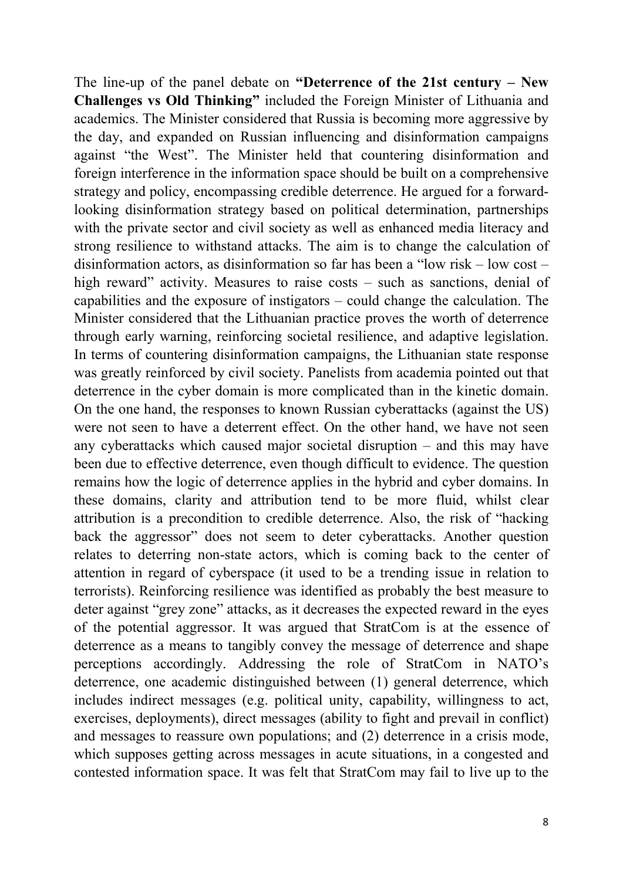The line-up of the panel debate on **"Deterrence of the 21st century – New Challenges vs Old Thinking"** included the Foreign Minister of Lithuania and academics. The Minister considered that Russia is becoming more aggressive by the day, and expanded on Russian influencing and disinformation campaigns against "the West". The Minister held that countering disinformation and foreign interference in the information space should be built on a comprehensive strategy and policy, encompassing credible deterrence. He argued for a forward-looking disinformation strategy based on political determination, partnerships with the private sector and civil society as well as enhanced media literacy and strong resilience to withstand attacks. The aim is to change the calculation of disinformation actors, as disinformation so far has been a "low risk – low cost – high reward" activity. Measures to raise costs – such as sanctions, denial of capabilities and the exposure of instigators – could change the calculation. The Minister considered that the Lithuanian practice proves the worth of deterrence through early warning, reinforcing societal resilience, and adaptive legislation. In terms of countering disinformation campaigns, the Lithuanian state response was greatly reinforced by civil society. Panelists from academia pointed out that deterrence in the cyber domain is more complicated than in the kinetic domain. On the one hand, the responses to known Russian cyberattacks (against the US) were not seen to have a deterrent effect. On the other hand, we have not seen any cyberattacks which caused major societal disruption – and this may have been due to effective deterrence, even though difficult to evidence. The question remains how the logic of deterrence applies in the hybrid and cyber domains. In these domains, clarity and attribution tend to be more fluid, whilst clear attribution is a precondition to credible deterrence. Also, the risk of "hacking back the aggressor" does not seem to deter cyberattacks. Another question relates to deterring non-state actors, which is coming back to the center of attention in regard of cyberspace (it used to be a trending issue in relation to terrorists). Reinforcing resilience was identified as probably the best measure to deter against "grey zone" attacks, as it decreases the expected reward in the eyes of the potential aggressor. It was argued that StratCom is at the essence of deterrence as a means to tangibly convey the message of deterrence and shape perceptions accordingly. Addressing the role of StratCom in NATO's deterrence, one academic distinguished between (1) general deterrence, which includes indirect messages (e.g. political unity, capability, willingness to act, exercises, deployments), direct messages (ability to fight and prevail in conflict) and messages to reassure own populations; and (2) deterrence in a crisis mode, which supposes getting across messages in acute situations, in a congested and contested information space. It was felt that StratCom may fail to live up to the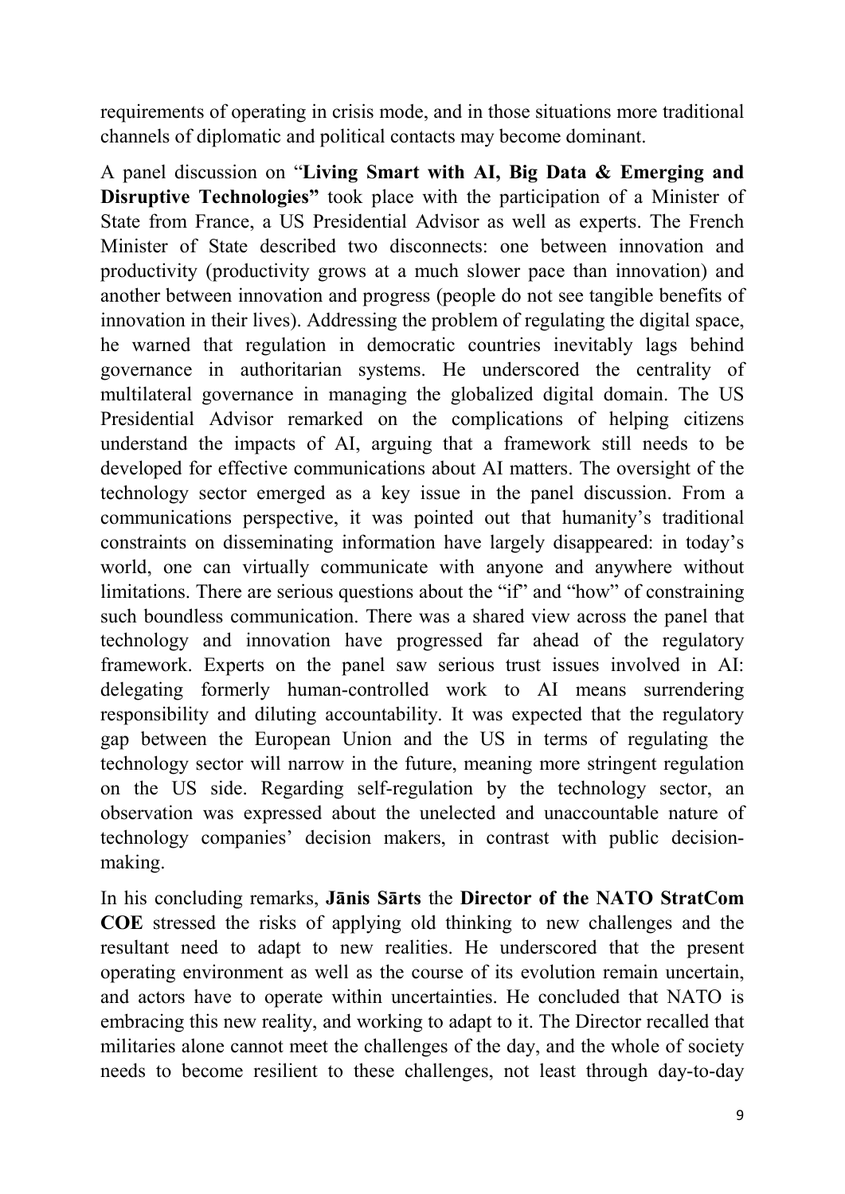requirements of operating in crisis mode, and in those situations more traditional channels of diplomatic and political contacts may become dominant.

A panel discussion on "**Living Smart with AI, Big Data & Emerging and Disruptive Technologies"** took place with the participation of a Minister of State from France, a US Presidential Advisor as well as experts. The French Minister of State described two disconnects: one between innovation and productivity (productivity grows at a much slower pace than innovation) and another between innovation and progress (people do not see tangible benefits of innovation in their lives). Addressing the problem of regulating the digital space, he warned that regulation in democratic countries inevitably lags behind governance in authoritarian systems. He underscored the centrality of multilateral governance in managing the globalized digital domain. The US Presidential Advisor remarked on the complications of helping citizens understand the impacts of AI, arguing that a framework still needs to be developed for effective communications about AI matters. The oversight of the technology sector emerged as a key issue in the panel discussion. From a communications perspective, it was pointed out that humanity's traditional constraints on disseminating information have largely disappeared: in today's world, one can virtually communicate with anyone and anywhere without limitations. There are serious questions about the "if" and "how" of constraining such boundless communication. There was a shared view across the panel that technology and innovation have progressed far ahead of the regulatory framework. Experts on the panel saw serious trust issues involved in AI: delegating formerly human-controlled work to AI means surrendering responsibility and diluting accountability. It was expected that the regulatory gap between the European Union and the US in terms of regulating the technology sector will narrow in the future, meaning more stringent regulation on the US side. Regarding self-regulation by the technology sector, an observation was expressed about the unelected and unaccountable nature of technology companies' decision makers, in contrast with public decision-making.

In his concluding remarks, **Jānis Sārts** the **Director of the NATO StratCom COE** stressed the risks of applying old thinking to new challenges and the resultant need to adapt to new realities. He underscored that the present operating environment as well as the course of its evolution remain uncertain, and actors have to operate within uncertainties. He concluded that NATO is embracing this new reality, and working to adapt to it. The Director recalled that militaries alone cannot meet the challenges of the day, and the whole of society needs to become resilient to these challenges, not least through day-to-day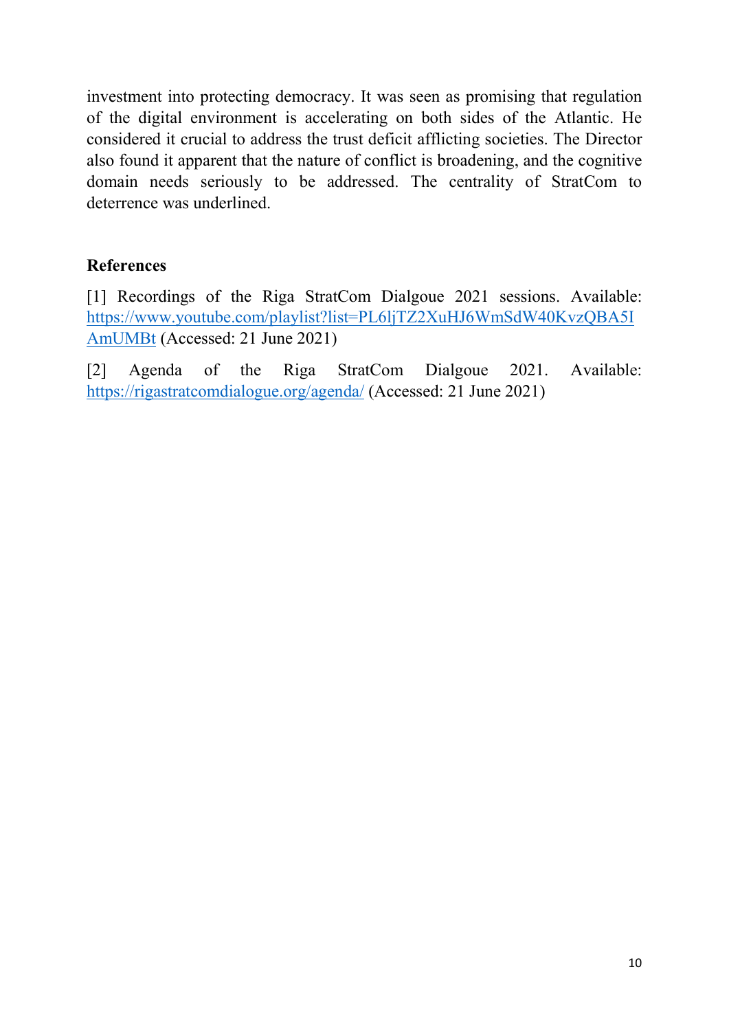investment into protecting democracy. It was seen as promising that regulation of the digital environment is accelerating on both sides of the Atlantic. He considered it crucial to address the trust deficit afflicting societies. The Director also found it apparent that the nature of conflict is broadening, and the cognitive domain needs seriously to be addressed. The centrality of StratCom to deterrence was underlined.

## References

[1] Recordings of the Riga StratCom Dialgoue 2021 sessions. Available: https://www.youtube.com/playlist?list=PL6ljTZ2XuHJ6WmSdW40KvzQBA5IAmUMBt (Accessed: 21 June 2021)

[2] Agenda of the Riga StratCom Dialgoue 2021. Available: https://rigastratcomdialogue.org/agenda/ (Accessed: 21 June 2021)